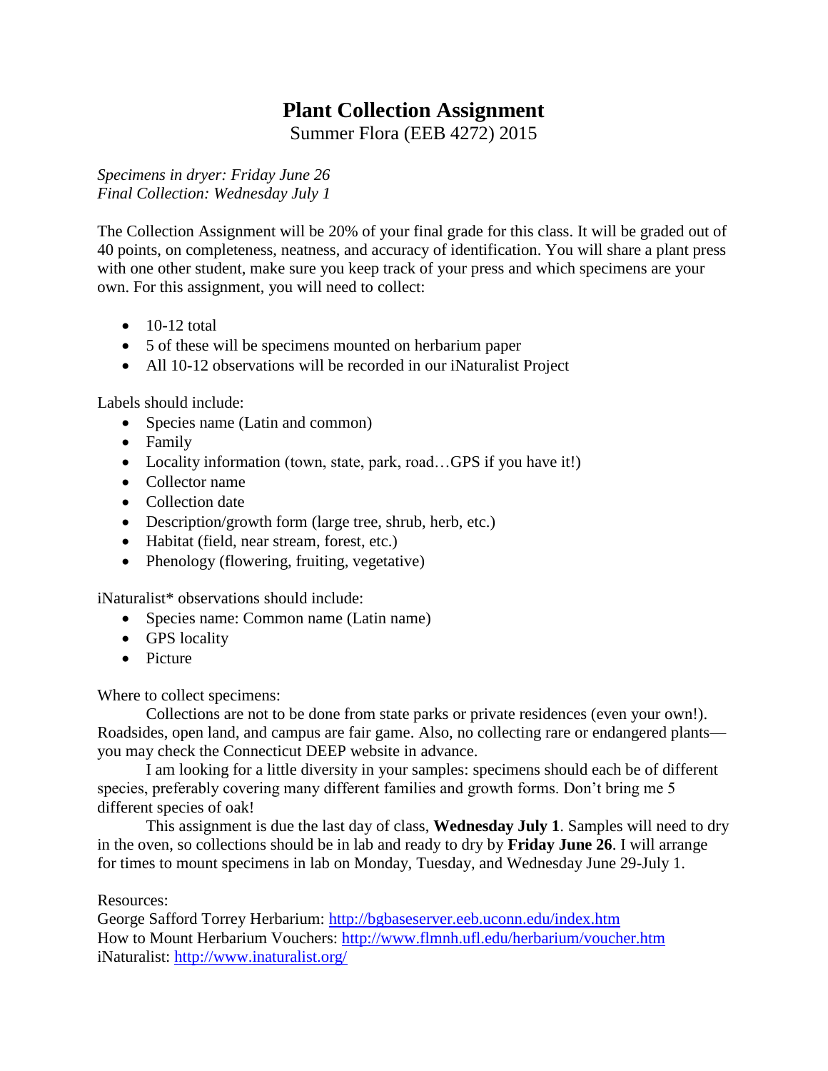# Plant Collection Assignment

Summer Flora (EEB 4272) 2015

*Specimens in dryer: Friday June 26*
*Final Collection: Wednesday July 1*

The Collection Assignment will be 20% of your final grade for this class. It will be graded out of 40 points, on completeness, neatness, and accuracy of identification. You will share a plant press with one other student, make sure you keep track of your press and which specimens are your own. For this assignment, you will need to collect:

- 10-12 total
- 5 of these will be specimens mounted on herbarium paper
- All 10-12 observations will be recorded in our iNaturalist Project

Labels should include:

- Species name (Latin and common)
- Family
- Locality information (town, state, park, road…GPS if you have it!)
- Collector name
- Collection date
- Description/growth form (large tree, shrub, herb, etc.)
- Habitat (field, near stream, forest, etc.)
- Phenology (flowering, fruiting, vegetative)

iNaturalist* observations should include:

- Species name: Common name (Latin name)
- GPS locality
- Picture

Where to collect specimens:

Collections are not to be done from state parks or private residences (even your own!). Roadsides, open land, and campus are fair game. Also, no collecting rare or endangered plants—you may check the Connecticut DEEP website in advance.

I am looking for a little diversity in your samples: specimens should each be of different species, preferably covering many different families and growth forms. Don't bring me 5 different species of oak!

This assignment is due the last day of class, **Wednesday July 1**. Samples will need to dry in the oven, so collections should be in lab and ready to dry by **Friday June 26**. I will arrange for times to mount specimens in lab on Monday, Tuesday, and Wednesday June 29-July 1.

Resources:
George Safford Torrey Herbarium: http://bgbaseserver.eeb.uconn.edu/index.htm
How to Mount Herbarium Vouchers: http://www.flmnh.ufl.edu/herbarium/voucher.htm
iNaturalist: http://www.inaturalist.org/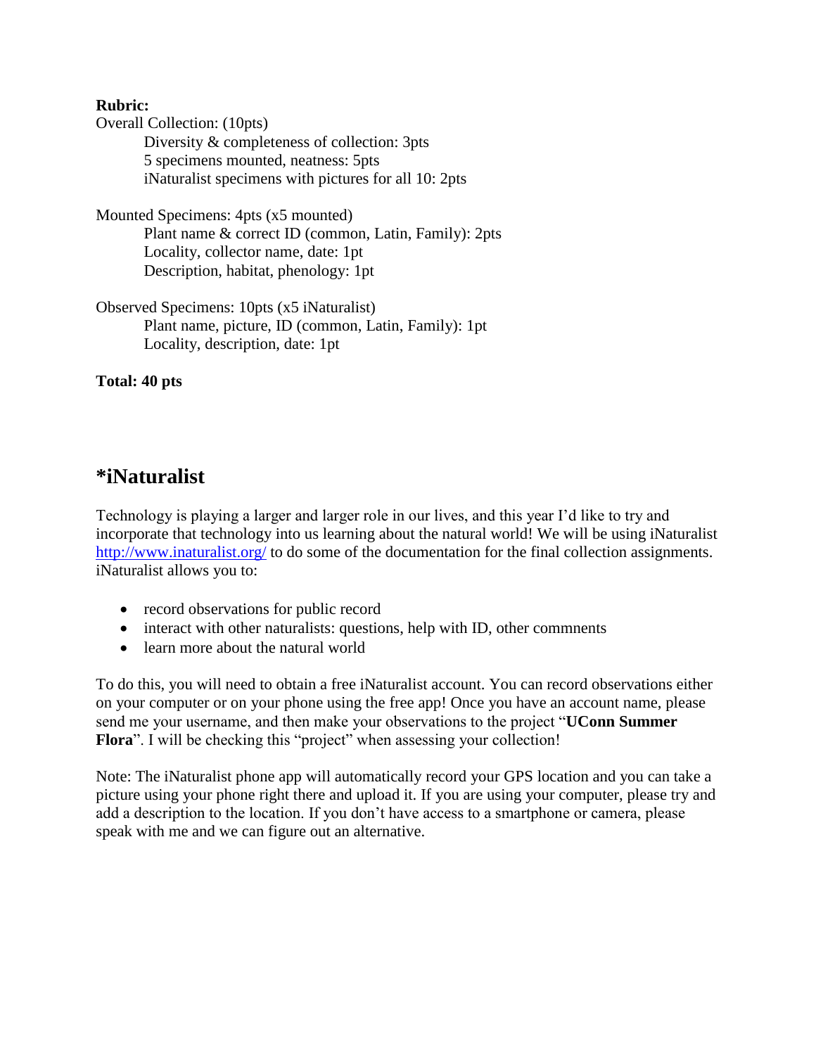**Rubric:**

Overall Collection: (10pts)

Diversity & completeness of collection: 3pts

5 specimens mounted, neatness: 5pts

iNaturalist specimens with pictures for all 10: 2pts

Mounted Specimens: 4pts (x5 mounted)

Plant name & correct ID (common, Latin, Family): 2pts

Locality, collector name, date: 1pt

Description, habitat, phenology: 1pt

Observed Specimens: 10pts (x5 iNaturalist)

Plant name, picture, ID (common, Latin, Family): 1pt

Locality, description, date: 1pt

**Total: 40 pts**

## *iNaturalist

Technology is playing a larger and larger role in our lives, and this year I'd like to try and incorporate that technology into us learning about the natural world! We will be using iNaturalist http://www.inaturalist.org/ to do some of the documentation for the final collection assignments. iNaturalist allows you to:

- record observations for public record
- interact with other naturalists: questions, help with ID, other commnents
- learn more about the natural world

To do this, you will need to obtain a free iNaturalist account. You can record observations either on your computer or on your phone using the free app! Once you have an account name, please send me your username, and then make your observations to the project "**UConn Summer Flora**". I will be checking this "project" when assessing your collection!

Note: The iNaturalist phone app will automatically record your GPS location and you can take a picture using your phone right there and upload it. If you are using your computer, please try and add a description to the location. If you don't have access to a smartphone or camera, please speak with me and we can figure out an alternative.